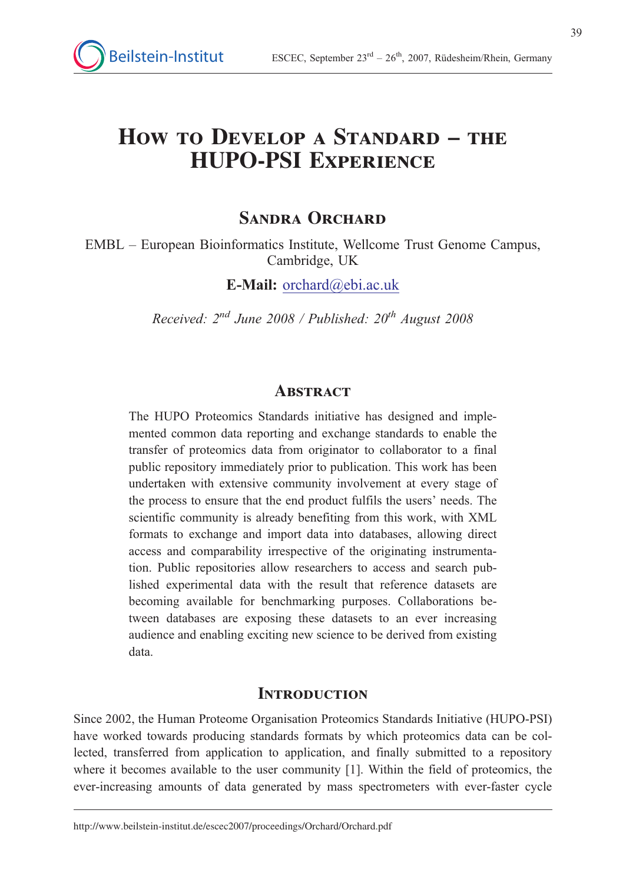# How to Develop a Standard – the HUPO-PSI Experience

## Sandra Orchard

EMBL – European Bioinformatics Institute, Wellcome Trust Genome Campus, Cambridge, UK

**E-Mail:** orchard@ebi.ac.uk

*Received: 2nd June 2008 / Published: 20th August 2008*

## Abstract

The HUPO Proteomics Standards initiative has designed and implemented common data reporting and exchange standards to enable the transfer of proteomics data from originator to collaborator to a final public repository immediately prior to publication. This work has been undertaken with extensive community involvement at every stage of the process to ensure that the end product fulfils the users' needs. The scientific community is already benefiting from this work, with XML formats to exchange and import data into databases, allowing direct access and comparability irrespective of the originating instrumentation. Public repositories allow researchers to access and search published experimental data with the result that reference datasets are becoming available for benchmarking purposes. Collaborations between databases are exposing these datasets to an ever increasing audience and enabling exciting new science to be derived from existing data.

## Introduction

Since 2002, the Human Proteome Organisation Proteomics Standards Initiative (HUPO-PSI) have worked towards producing standards formats by which proteomics data can be collected, transferred from application to application, and finally submitted to a repository where it becomes available to the user community [1]. Within the field of proteomics, the ever-increasing amounts of data generated by mass spectrometers with ever-faster cycle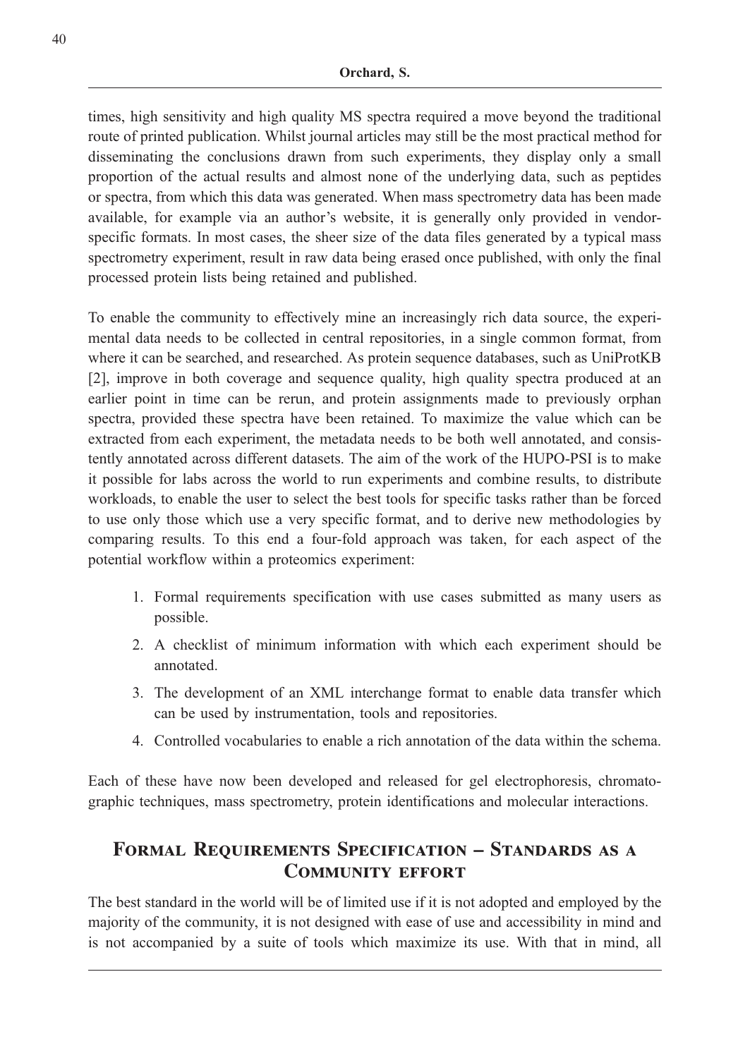times, high sensitivity and high quality MS spectra required a move beyond the traditional route of printed publication. Whilst journal articles may still be the most practical method for disseminating the conclusions drawn from such experiments, they display only a small proportion of the actual results and almost none of the underlying data, such as peptides or spectra, from which this data was generated. When mass spectrometry data has been made available, for example via an author's website, it is generally only provided in vendor-specific formats. In most cases, the sheer size of the data files generated by a typical mass spectrometry experiment, result in raw data being erased once published, with only the final processed protein lists being retained and published.

To enable the community to effectively mine an increasingly rich data source, the experimental data needs to be collected in central repositories, in a single common format, from where it can be searched, and researched. As protein sequence databases, such as UniProtKB [2], improve in both coverage and sequence quality, high quality spectra produced at an earlier point in time can be rerun, and protein assignments made to previously orphan spectra, provided these spectra have been retained. To maximize the value which can be extracted from each experiment, the metadata needs to be both well annotated, and consistently annotated across different datasets. The aim of the work of the HUPO-PSI is to make it possible for labs across the world to run experiments and combine results, to distribute workloads, to enable the user to select the best tools for specific tasks rather than be forced to use only those which use a very specific format, and to derive new methodologies by comparing results. To this end a four-fold approach was taken, for each aspect of the potential workflow within a proteomics experiment:

1. Formal requirements specification with use cases submitted as many users as possible.
2. A checklist of minimum information with which each experiment should be annotated.
3. The development of an XML interchange format to enable data transfer which can be used by instrumentation, tools and repositories.
4. Controlled vocabularies to enable a rich annotation of the data within the schema.

Each of these have now been developed and released for gel electrophoresis, chromatographic techniques, mass spectrometry, protein identifications and molecular interactions.

## Formal Requirements Specification – Standards as a Community effort

The best standard in the world will be of limited use if it is not adopted and employed by the majority of the community, it is not designed with ease of use and accessibility in mind and is not accompanied by a suite of tools which maximize its use. With that in mind, all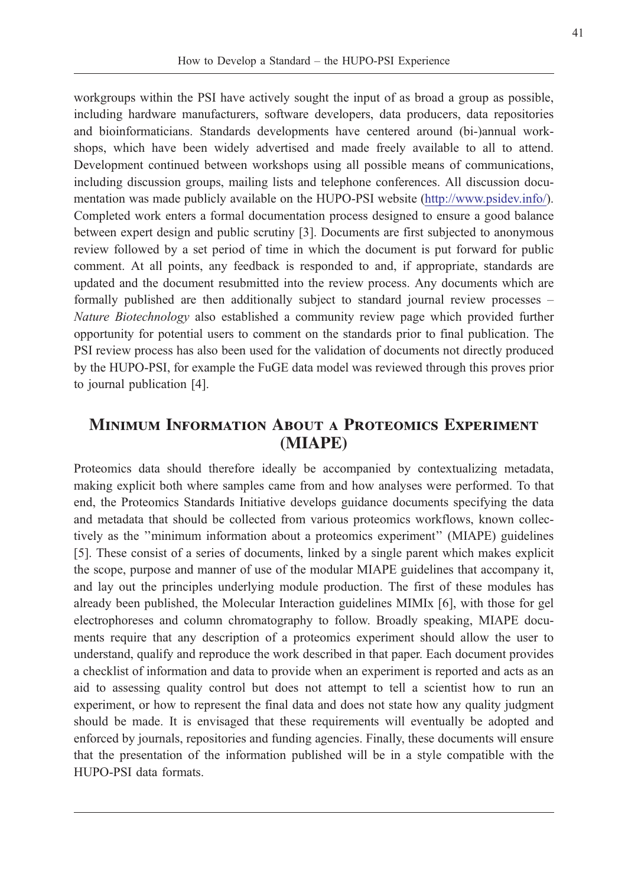workgroups within the PSI have actively sought the input of as broad a group as possible, including hardware manufacturers, software developers, data producers, data repositories and bioinformaticians. Standards developments have centered around (bi-)annual workshops, which have been widely advertised and made freely available to all to attend. Development continued between workshops using all possible means of communications, including discussion groups, mailing lists and telephone conferences. All discussion documentation was made publicly available on the HUPO-PSI website (http://www.psidev.info/). Completed work enters a formal documentation process designed to ensure a good balance between expert design and public scrutiny [3]. Documents are first subjected to anonymous review followed by a set period of time in which the document is put forward for public comment. At all points, any feedback is responded to and, if appropriate, standards are updated and the document resubmitted into the review process. Any documents which are formally published are then additionally subject to standard journal review processes – *Nature Biotechnology* also established a community review page which provided further opportunity for potential users to comment on the standards prior to final publication. The PSI review process has also been used for the validation of documents not directly produced by the HUPO-PSI, for example the FuGE data model was reviewed through this proves prior to journal publication [4].

## Minimum Information About a Proteomics Experiment (MIAPE)

Proteomics data should therefore ideally be accompanied by contextualizing metadata, making explicit both where samples came from and how analyses were performed. To that end, the Proteomics Standards Initiative develops guidance documents specifying the data and metadata that should be collected from various proteomics workflows, known collectively as the ''minimum information about a proteomics experiment'' (MIAPE) guidelines [5]. These consist of a series of documents, linked by a single parent which makes explicit the scope, purpose and manner of use of the modular MIAPE guidelines that accompany it, and lay out the principles underlying module production. The first of these modules has already been published, the Molecular Interaction guidelines MIMIx [6], with those for gel electrophoreses and column chromatography to follow. Broadly speaking, MIAPE documents require that any description of a proteomics experiment should allow the user to understand, qualify and reproduce the work described in that paper. Each document provides a checklist of information and data to provide when an experiment is reported and acts as an aid to assessing quality control but does not attempt to tell a scientist how to run an experiment, or how to represent the final data and does not state how any quality judgment should be made. It is envisaged that these requirements will eventually be adopted and enforced by journals, repositories and funding agencies. Finally, these documents will ensure that the presentation of the information published will be in a style compatible with the HUPO-PSI data formats.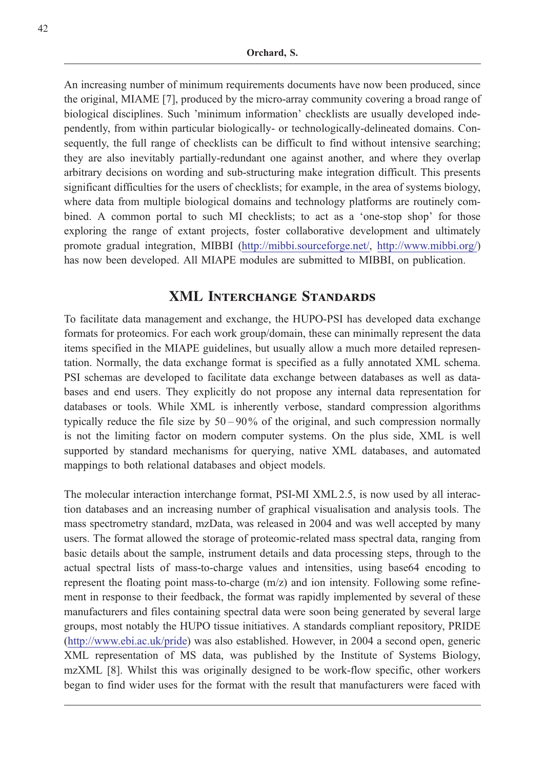An increasing number of minimum requirements documents have now been produced, since the original, MIAME [7], produced by the micro-array community covering a broad range of biological disciplines. Such 'minimum information' checklists are usually developed independently, from within particular biologically- or technologically-delineated domains. Consequently, the full range of checklists can be difficult to find without intensive searching; they are also inevitably partially-redundant one against another, and where they overlap arbitrary decisions on wording and sub-structuring make integration difficult. This presents significant difficulties for the users of checklists; for example, in the area of systems biology, where data from multiple biological domains and technology platforms are routinely combined. A common portal to such MI checklists; to act as a 'one-stop shop' for those exploring the range of extant projects, foster collaborative development and ultimately promote gradual integration, MIBBI (http://mibbi.sourceforge.net/, http://www.mibbi.org/) has now been developed. All MIAPE modules are submitted to MIBBI, on publication.

## XML Interchange Standards

To facilitate data management and exchange, the HUPO-PSI has developed data exchange formats for proteomics. For each work group/domain, these can minimally represent the data items specified in the MIAPE guidelines, but usually allow a much more detailed representation. Normally, the data exchange format is specified as a fully annotated XML schema. PSI schemas are developed to facilitate data exchange between databases as well as databases and end users. They explicitly do not propose any internal data representation for databases or tools. While XML is inherently verbose, standard compression algorithms typically reduce the file size by 50 – 90% of the original, and such compression normally is not the limiting factor on modern computer systems. On the plus side, XML is well supported by standard mechanisms for querying, native XML databases, and automated mappings to both relational databases and object models.

The molecular interaction interchange format, PSI-MI XML 2.5, is now used by all interaction databases and an increasing number of graphical visualisation and analysis tools. The mass spectrometry standard, mzData, was released in 2004 and was well accepted by many users. The format allowed the storage of proteomic-related mass spectral data, ranging from basic details about the sample, instrument details and data processing steps, through to the actual spectral lists of mass-to-charge values and intensities, using base64 encoding to represent the floating point mass-to-charge (m/z) and ion intensity. Following some refinement in response to their feedback, the format was rapidly implemented by several of these manufacturers and files containing spectral data were soon being generated by several large groups, most notably the HUPO tissue initiatives. A standards compliant repository, PRIDE (http://www.ebi.ac.uk/pride) was also established. However, in 2004 a second open, generic XML representation of MS data, was published by the Institute of Systems Biology, mzXML [8]. Whilst this was originally designed to be work-flow specific, other workers began to find wider uses for the format with the result that manufacturers were faced with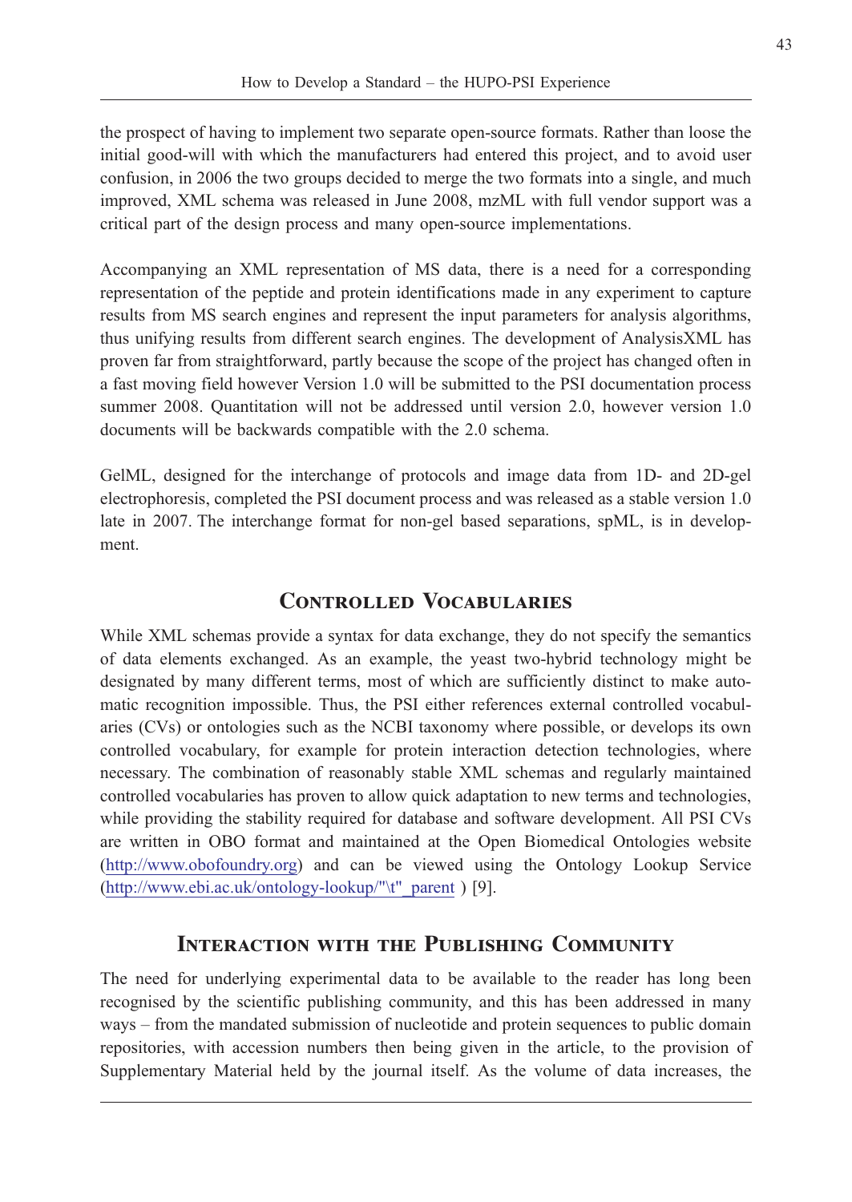the prospect of having to implement two separate open-source formats. Rather than loose the initial good-will with which the manufacturers had entered this project, and to avoid user confusion, in 2006 the two groups decided to merge the two formats into a single, and much improved, XML schema was released in June 2008, mzML with full vendor support was a critical part of the design process and many open-source implementations.

Accompanying an XML representation of MS data, there is a need for a corresponding representation of the peptide and protein identifications made in any experiment to capture results from MS search engines and represent the input parameters for analysis algorithms, thus unifying results from different search engines. The development of AnalysisXML has proven far from straightforward, partly because the scope of the project has changed often in a fast moving field however Version 1.0 will be submitted to the PSI documentation process summer 2008. Quantitation will not be addressed until version 2.0, however version 1.0 documents will be backwards compatible with the 2.0 schema.

GelML, designed for the interchange of protocols and image data from 1D- and 2D-gel electrophoresis, completed the PSI document process and was released as a stable version 1.0 late in 2007. The interchange format for non-gel based separations, spML, is in development.

## Controlled Vocabularies

While XML schemas provide a syntax for data exchange, they do not specify the semantics of data elements exchanged. As an example, the yeast two-hybrid technology might be designated by many different terms, most of which are sufficiently distinct to make automatic recognition impossible. Thus, the PSI either references external controlled vocabularies (CVs) or ontologies such as the NCBI taxonomy where possible, or develops its own controlled vocabulary, for example for protein interaction detection technologies, where necessary. The combination of reasonably stable XML schemas and regularly maintained controlled vocabularies has proven to allow quick adaptation to new terms and technologies, while providing the stability required for database and software development. All PSI CVs are written in OBO format and maintained at the Open Biomedical Ontologies website (http://www.obofoundry.org) and can be viewed using the Ontology Lookup Service (http://www.ebi.ac.uk/ontology-lookup/"\t"_parent ) [9].

## Interaction with the Publishing Community

The need for underlying experimental data to be available to the reader has long been recognised by the scientific publishing community, and this has been addressed in many ways – from the mandated submission of nucleotide and protein sequences to public domain repositories, with accession numbers then being given in the article, to the provision of Supplementary Material held by the journal itself. As the volume of data increases, the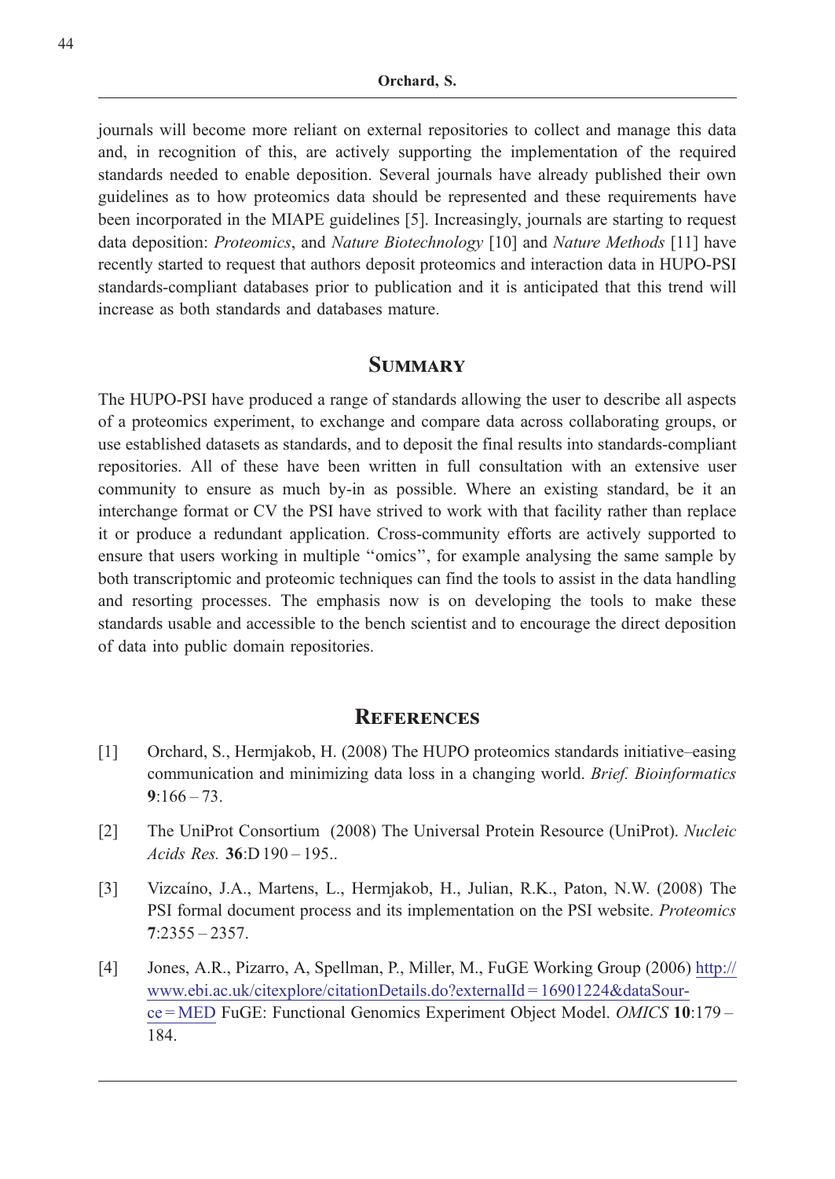journals will become more reliant on external repositories to collect and manage this data and, in recognition of this, are actively supporting the implementation of the required standards needed to enable deposition. Several journals have already published their own guidelines as to how proteomics data should be represented and these requirements have been incorporated in the MIAPE guidelines [5]. Increasingly, journals are starting to request data deposition: *Proteomics*, and *Nature Biotechnology* [10] and *Nature Methods* [11] have recently started to request that authors deposit proteomics and interaction data in HUPO-PSI standards-compliant databases prior to publication and it is anticipated that this trend will increase as both standards and databases mature.

## Summary

The HUPO-PSI have produced a range of standards allowing the user to describe all aspects of a proteomics experiment, to exchange and compare data across collaborating groups, or use established datasets as standards, and to deposit the final results into standards-compliant repositories. All of these have been written in full consultation with an extensive user community to ensure as much by-in as possible. Where an existing standard, be it an interchange format or CV the PSI have strived to work with that facility rather than replace it or produce a redundant application. Cross-community efforts are actively supported to ensure that users working in multiple ''omics'', for example analysing the same sample by both transcriptomic and proteomic techniques can find the tools to assist in the data handling and resorting processes. The emphasis now is on developing the tools to make these standards usable and accessible to the bench scientist and to encourage the direct deposition of data into public domain repositories.

## References

[1] Orchard, S., Hermjakob, H. (2008) The HUPO proteomics standards initiative–easing communication and minimizing data loss in a changing world. *Brief. Bioinformatics* **9**:166 – 73.

[2] The UniProt Consortium (2008) The Universal Protein Resource (UniProt). *Nucleic Acids Res.* **36**:D 190 – 195..

[3] Vizcaíno, J.A., Martens, L., Hermjakob, H., Julian, R.K., Paton, N.W. (2008) The PSI formal document process and its implementation on the PSI website. *Proteomics* **7**:2355 – 2357.

[4] Jones, A.R., Pizarro, A, Spellman, P., Miller, M., FuGE Working Group (2006) http://www.ebi.ac.uk/citexplore/citationDetails.do?externalId=16901224&dataSource=MED FuGE: Functional Genomics Experiment Object Model. *OMICS* **10**:179 – 184.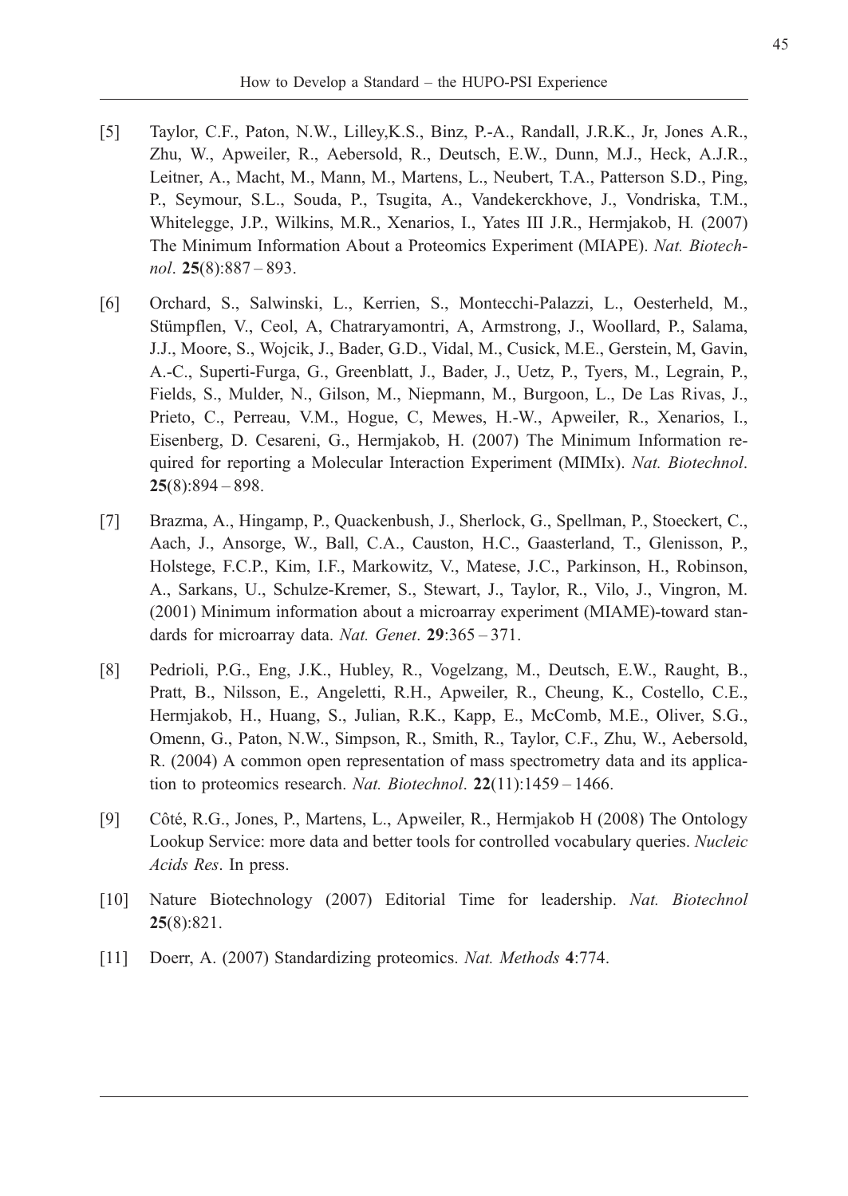[5] Taylor, C.F., Paton, N.W., Lilley,K.S., Binz, P.-A., Randall, J.R.K., Jr, Jones A.R., Zhu, W., Apweiler, R., Aebersold, R., Deutsch, E.W., Dunn, M.J., Heck, A.J.R., Leitner, A., Macht, M., Mann, M., Martens, L., Neubert, T.A., Patterson S.D., Ping, P., Seymour, S.L., Souda, P., Tsugita, A., Vandekerckhove, J., Vondriska, T.M., Whitelegge, J.P., Wilkins, M.R., Xenarios, I., Yates III J.R., Hermjakob, H. (2007) The Minimum Information About a Proteomics Experiment (MIAPE). *Nat. Biotechnol*. **25**(8):887 – 893.

[6] Orchard, S., Salwinski, L., Kerrien, S., Montecchi-Palazzi, L., Oesterheld, M., Stümpflen, V., Ceol, A, Chatraryamontri, A, Armstrong, J., Woollard, P., Salama, J.J., Moore, S., Wojcik, J., Bader, G.D., Vidal, M., Cusick, M.E., Gerstein, M, Gavin, A.-C., Superti-Furga, G., Greenblatt, J., Bader, J., Uetz, P., Tyers, M., Legrain, P., Fields, S., Mulder, N., Gilson, M., Niepmann, M., Burgoon, L., De Las Rivas, J., Prieto, C., Perreau, V.M., Hogue, C, Mewes, H.-W., Apweiler, R., Xenarios, I., Eisenberg, D. Cesareni, G., Hermjakob, H. (2007) The Minimum Information required for reporting a Molecular Interaction Experiment (MIMIx). *Nat. Biotechnol*. **25**(8):894 – 898.

[7] Brazma, A., Hingamp, P., Quackenbush, J., Sherlock, G., Spellman, P., Stoeckert, C., Aach, J., Ansorge, W., Ball, C.A., Causton, H.C., Gaasterland, T., Glenisson, P., Holstege, F.C.P., Kim, I.F., Markowitz, V., Matese, J.C., Parkinson, H., Robinson, A., Sarkans, U., Schulze-Kremer, S., Stewart, J., Taylor, R., Vilo, J., Vingron, M. (2001) Minimum information about a microarray experiment (MIAME)-toward standards for microarray data. *Nat. Genet*. **29**:365 – 371.

[8] Pedrioli, P.G., Eng, J.K., Hubley, R., Vogelzang, M., Deutsch, E.W., Raught, B., Pratt, B., Nilsson, E., Angeletti, R.H., Apweiler, R., Cheung, K., Costello, C.E., Hermjakob, H., Huang, S., Julian, R.K., Kapp, E., McComb, M.E., Oliver, S.G., Omenn, G., Paton, N.W., Simpson, R., Smith, R., Taylor, C.F., Zhu, W., Aebersold, R. (2004) A common open representation of mass spectrometry data and its application to proteomics research. *Nat. Biotechnol*. **22**(11):1459 – 1466.

[9] Côté, R.G., Jones, P., Martens, L., Apweiler, R., Hermjakob H (2008) The Ontology Lookup Service: more data and better tools for controlled vocabulary queries. *Nucleic Acids Res*. In press.

[10] Nature Biotechnology (2007) Editorial Time for leadership. *Nat. Biotechnol* **25**(8):821.

[11] Doerr, A. (2007) Standardizing proteomics. *Nat. Methods* **4**:774.